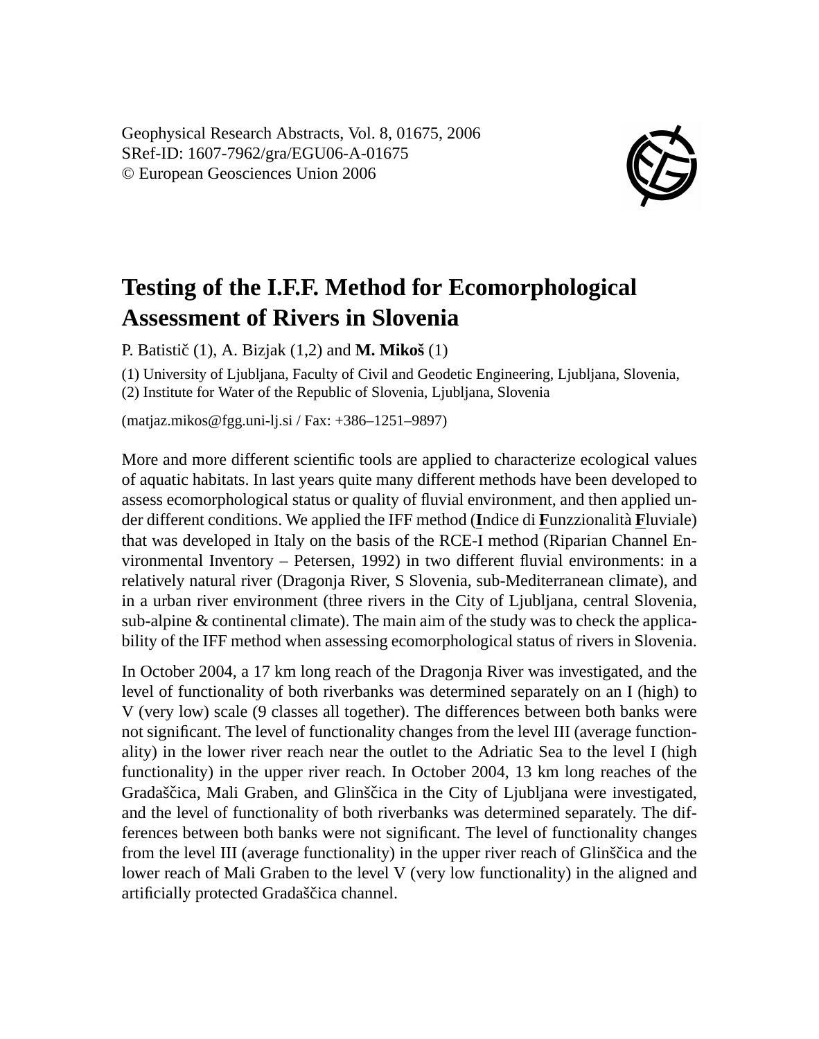Geophysical Research Abstracts, Vol. 8, 01675, 2006
SRef-ID: 1607-7962/gra/EGU06-A-01675
© European Geosciences Union 2006

# Testing of the I.F.F. Method for Ecomorphological Assessment of Rivers in Slovenia

P. Batistič (1), A. Bizjak (1,2) and **M. Mikoš** (1)

(1) University of Ljubljana, Faculty of Civil and Geodetic Engineering, Ljubljana, Slovenia, (2) Institute for Water of the Republic of Slovenia, Ljubljana, Slovenia

(matjaz.mikos@fgg.uni-lj.si / Fax: +386–1251–9897)

More and more different scientific tools are applied to characterize ecological values of aquatic habitats. In last years quite many different methods have been developed to assess ecomorphological status or quality of fluvial environment, and then applied under different conditions. We applied the IFF method (**I**ndice di **F**unzzionalità **F**luviale) that was developed in Italy on the basis of the RCE-I method (Riparian Channel Environmental Inventory – Petersen, 1992) in two different fluvial environments: in a relatively natural river (Dragonja River, S Slovenia, sub-Mediterranean climate), and in a urban river environment (three rivers in the City of Ljubljana, central Slovenia, sub-alpine & continental climate). The main aim of the study was to check the applicability of the IFF method when assessing ecomorphological status of rivers in Slovenia.

In October 2004, a 17 km long reach of the Dragonja River was investigated, and the level of functionality of both riverbanks was determined separately on an I (high) to V (very low) scale (9 classes all together). The differences between both banks were not significant. The level of functionality changes from the level III (average functionality) in the lower river reach near the outlet to the Adriatic Sea to the level I (high functionality) in the upper river reach. In October 2004, 13 km long reaches of the Gradaščica, Mali Graben, and Glinščica in the City of Ljubljana were investigated, and the level of functionality of both riverbanks was determined separately. The differences between both banks were not significant. The level of functionality changes from the level III (average functionality) in the upper river reach of Glinščica and the lower reach of Mali Graben to the level V (very low functionality) in the aligned and artificially protected Gradaščica channel.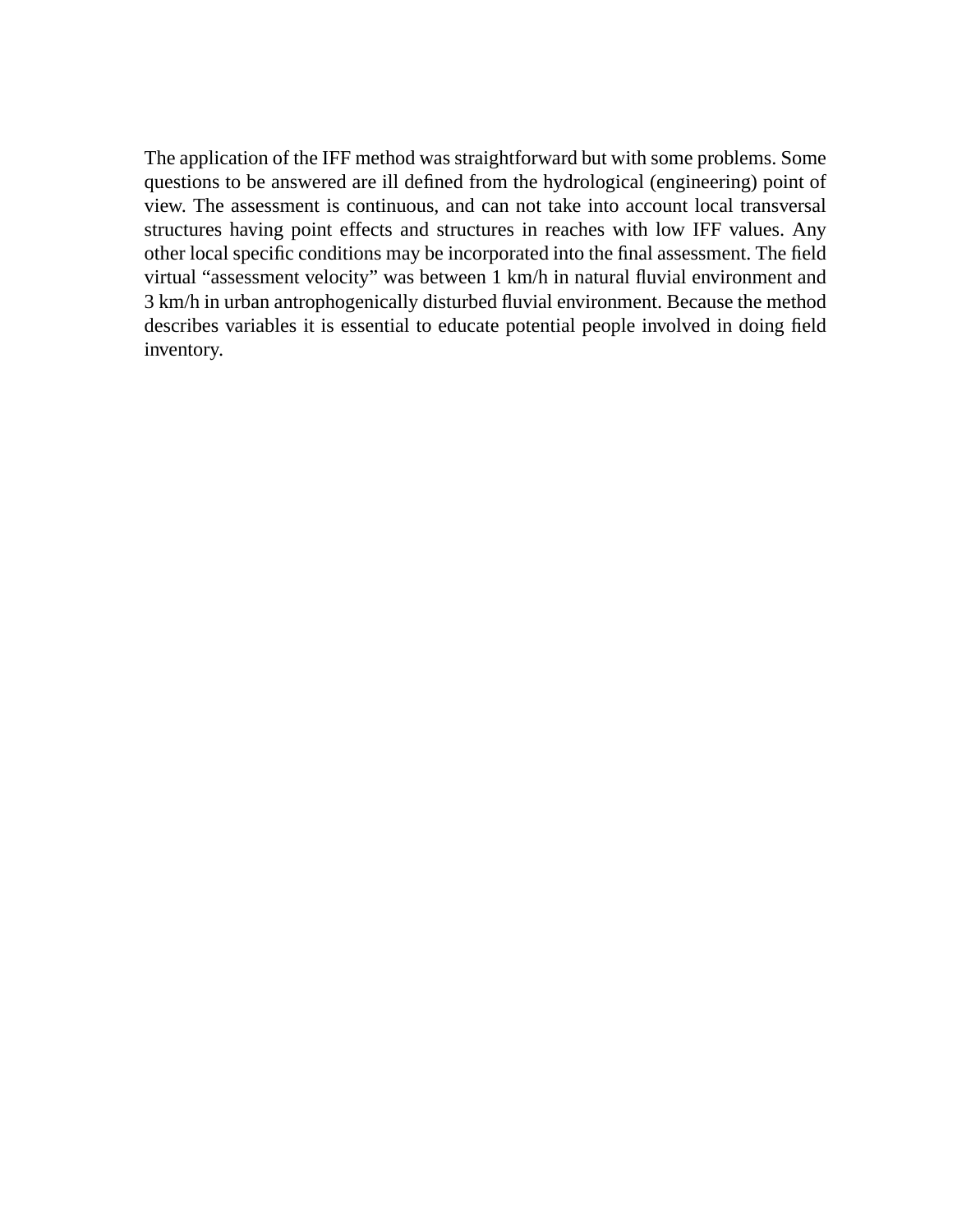The application of the IFF method was straightforward but with some problems. Some questions to be answered are ill defined from the hydrological (engineering) point of view. The assessment is continuous, and can not take into account local transversal structures having point effects and structures in reaches with low IFF values. Any other local specific conditions may be incorporated into the final assessment. The field virtual "assessment velocity" was between 1 km/h in natural fluvial environment and 3 km/h in urban antrophogenically disturbed fluvial environment. Because the method describes variables it is essential to educate potential people involved in doing field inventory.